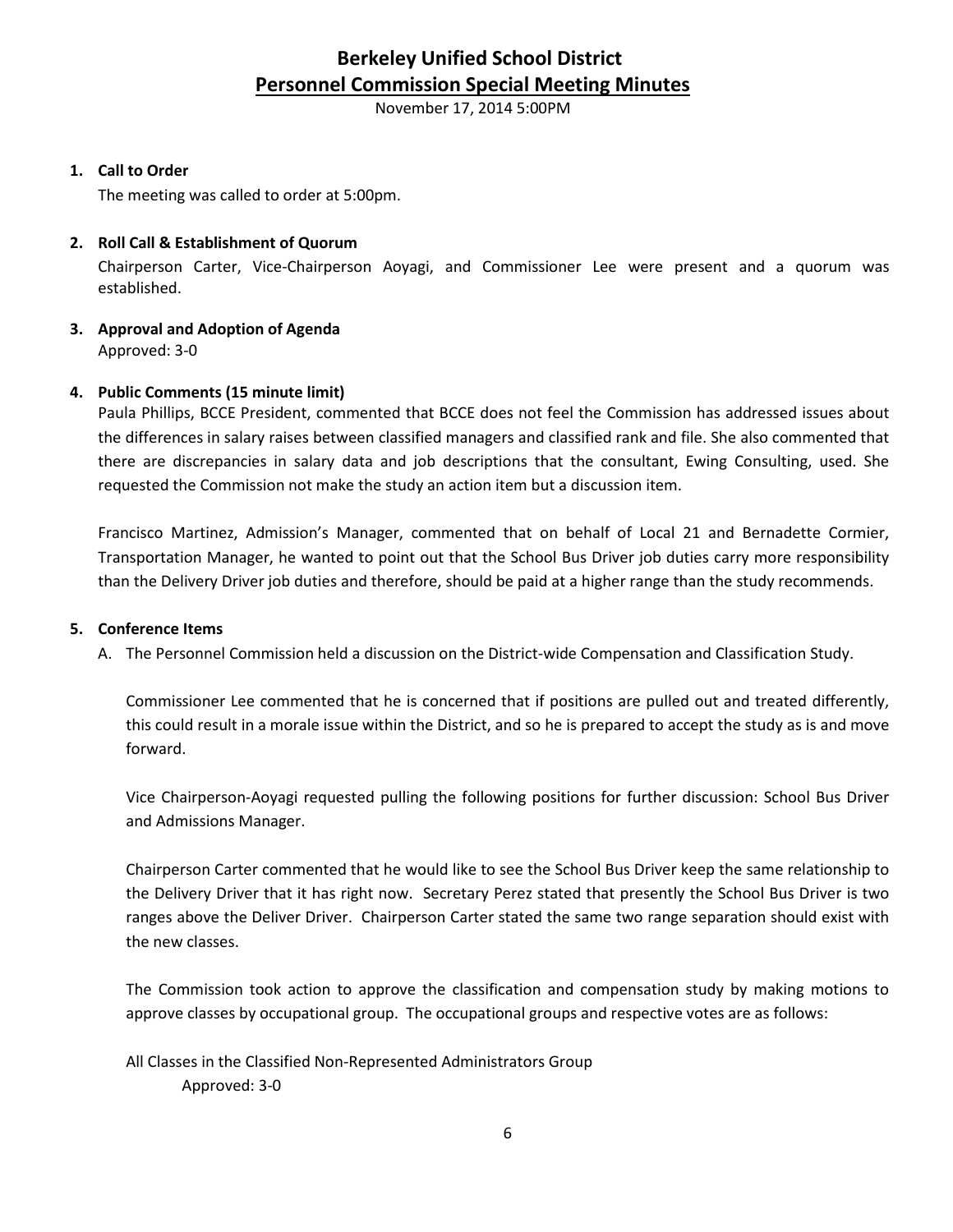# Berkeley Unified School District

## Personnel Commission Special Meeting Minutes

November 17, 2014 5:00PM

1. **Call to Order**

   The meeting was called to order at 5:00pm.

2. **Roll Call & Establishment of Quorum**

   Chairperson Carter, Vice-Chairperson Aoyagi, and Commissioner Lee were present and a quorum was established.

3. **Approval and Adoption of Agenda**

   Approved: 3-0

4. **Public Comments (15 minute limit)**

   Paula Phillips, BCCE President, commented that BCCE does not feel the Commission has addressed issues about the differences in salary raises between classified managers and classified rank and file. She also commented that there are discrepancies in salary data and job descriptions that the consultant, Ewing Consulting, used. She requested the Commission not make the study an action item but a discussion item.

   Francisco Martinez, Admission's Manager, commented that on behalf of Local 21 and Bernadette Cormier, Transportation Manager, he wanted to point out that the School Bus Driver job duties carry more responsibility than the Delivery Driver job duties and therefore, should be paid at a higher range than the study recommends.

5. **Conference Items**

   A. The Personnel Commission held a discussion on the District-wide Compensation and Classification Study.

      Commissioner Lee commented that he is concerned that if positions are pulled out and treated differently, this could result in a morale issue within the District, and so he is prepared to accept the study as is and move forward.

      Vice Chairperson-Aoyagi requested pulling the following positions for further discussion: School Bus Driver and Admissions Manager.

      Chairperson Carter commented that he would like to see the School Bus Driver keep the same relationship to the Delivery Driver that it has right now. Secretary Perez stated that presently the School Bus Driver is two ranges above the Deliver Driver. Chairperson Carter stated the same two range separation should exist with the new classes.

      The Commission took action to approve the classification and compensation study by making motions to approve classes by occupational group. The occupational groups and respective votes are as follows:

      All Classes in the Classified Non-Represented Administrators Group

      Approved: 3-0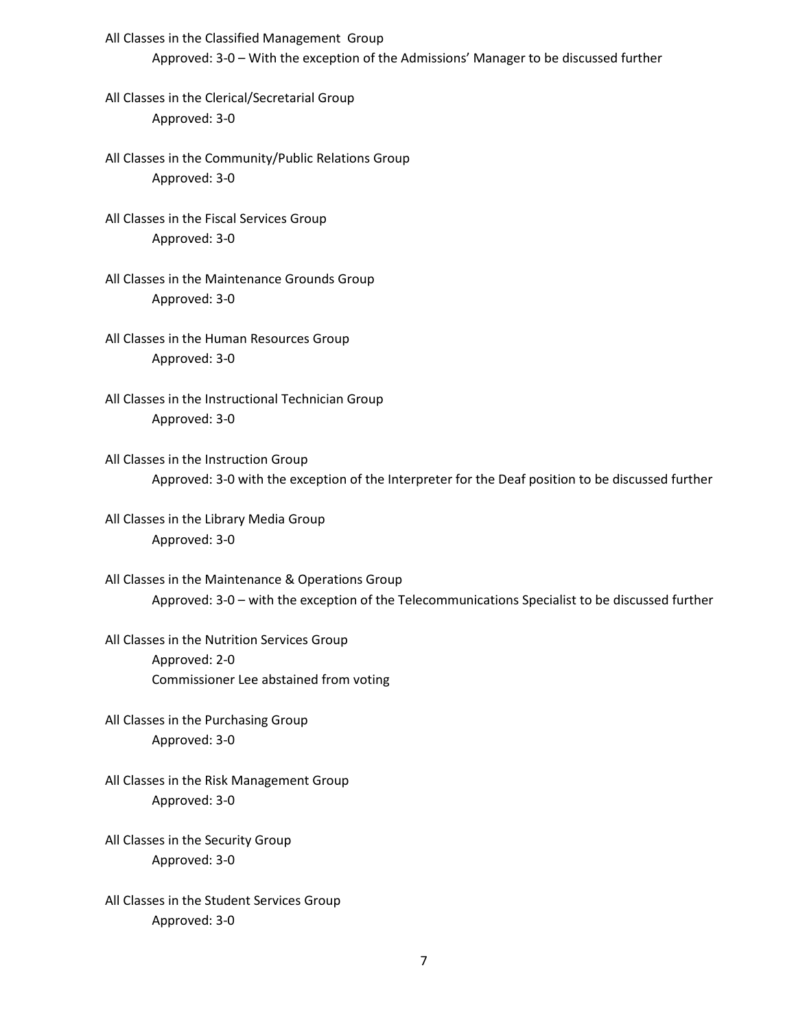All Classes in the Classified Management Group

Approved: 3-0 – With the exception of the Admissions' Manager to be discussed further

All Classes in the Clerical/Secretarial Group

Approved: 3-0

All Classes in the Community/Public Relations Group

Approved: 3-0

All Classes in the Fiscal Services Group

Approved: 3-0

All Classes in the Maintenance Grounds Group

Approved: 3-0

All Classes in the Human Resources Group

Approved: 3-0

All Classes in the Instructional Technician Group

Approved: 3-0

All Classes in the Instruction Group

Approved: 3-0 with the exception of the Interpreter for the Deaf position to be discussed further

All Classes in the Library Media Group

Approved: 3-0

All Classes in the Maintenance & Operations Group

Approved: 3-0 – with the exception of the Telecommunications Specialist to be discussed further

All Classes in the Nutrition Services Group

Approved: 2-0

Commissioner Lee abstained from voting

All Classes in the Purchasing Group

Approved: 3-0

All Classes in the Risk Management Group

Approved: 3-0

All Classes in the Security Group

Approved: 3-0

All Classes in the Student Services Group

Approved: 3-0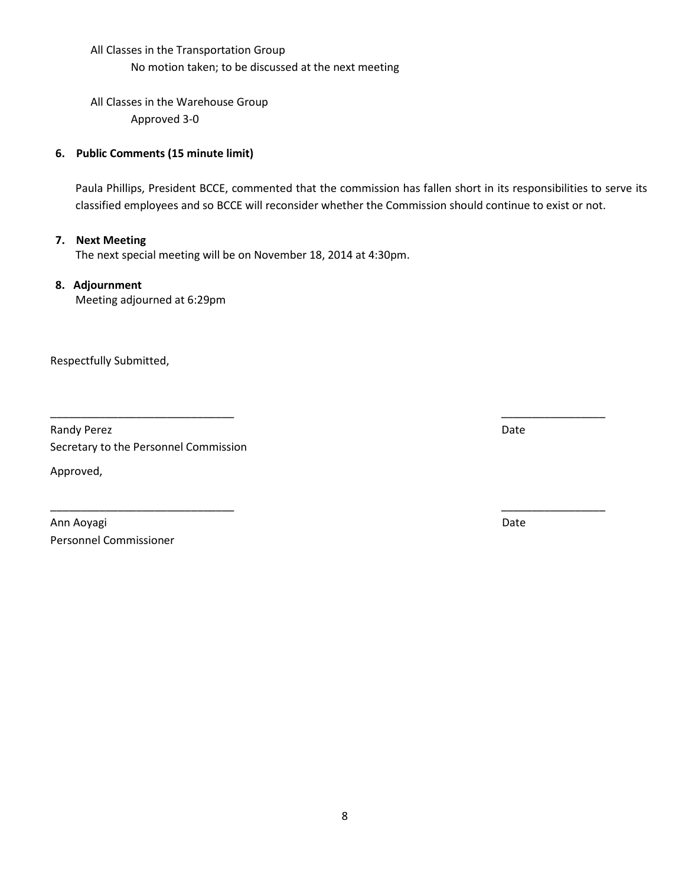All Classes in the Transportation Group

No motion taken; to be discussed at the next meeting

All Classes in the Warehouse Group

Approved 3-0

**6. Public Comments (15 minute limit)**

Paula Phillips, President BCCE, commented that the commission has fallen short in its responsibilities to serve its classified employees and so BCCE will reconsider whether the Commission should continue to exist or not.

**7. Next Meeting**

The next special meeting will be on November 18, 2014 at 4:30pm.

**8. Adjournment**

Meeting adjourned at 6:29pm

Respectfully Submitted,

\_\_\_\_\_\_\_\_\_\_\_\_\_\_\_\_\_\_\_\_\_\_\_\_\_\_\_\_\_\_ \_\_\_\_\_\_\_\_\_\_\_\_\_\_\_\_\_

Randy Perez Date

Secretary to the Personnel Commission

Approved,

\_\_\_\_\_\_\_\_\_\_\_\_\_\_\_\_\_\_\_\_\_\_\_\_\_\_\_\_\_\_ \_\_\_\_\_\_\_\_\_\_\_\_\_\_\_\_\_

Ann Aoyagi Date

Personnel Commissioner